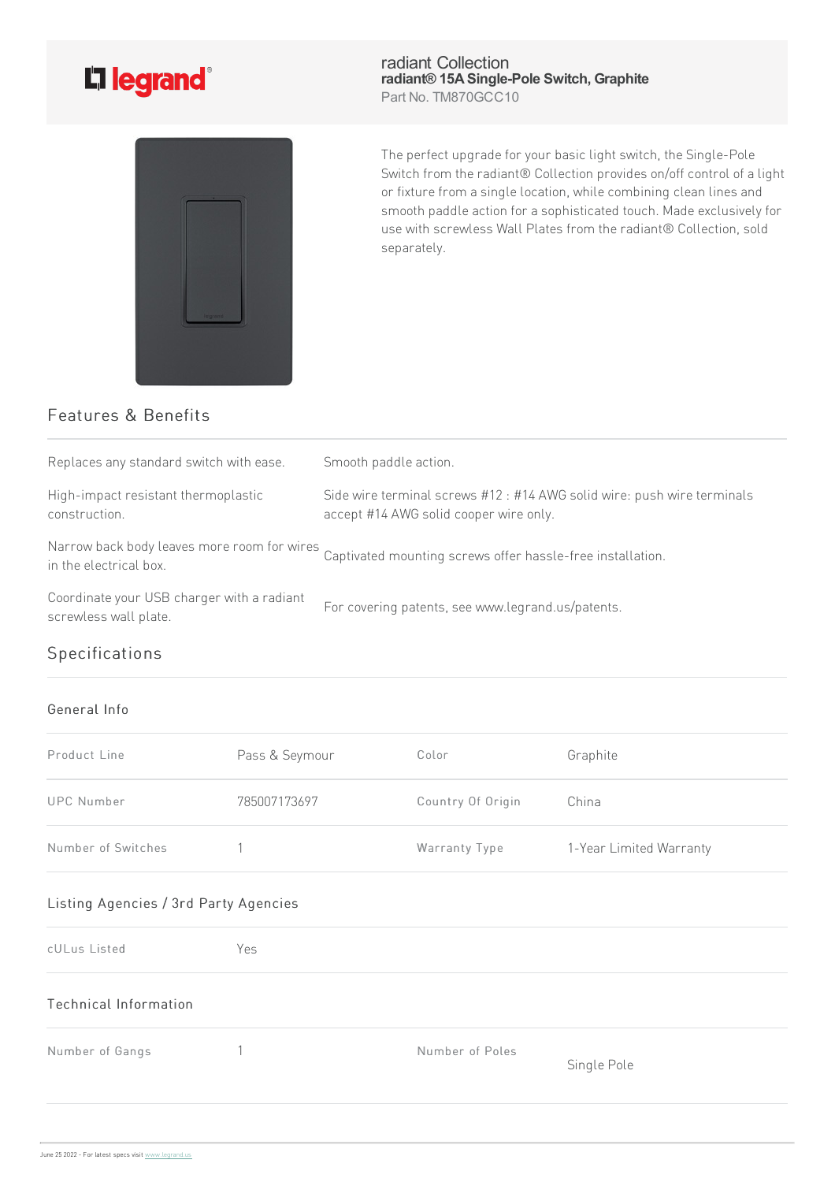legrand

# radiant Collection

**radiant® 15A Single-Pole Switch, Graphite**

Part No. TM870GCC10

The perfect upgrade for your basic light switch, the Single-Pole Switch from the radiant® Collection provides on/off control of a light or fixture from a single location, while combining clean lines and smooth paddle action for a sophisticated touch. Made exclusively for use with screwless Wall Plates from the radiant® Collection, sold separately.

## Features & Benefits

| | |
|---|---|
| Replaces any standard switch with ease. | Smooth paddle action. |
| High-impact resistant thermoplastic construction. | Side wire terminal screws #12 : #14 AWG solid wire: push wire terminals accept #14 AWG solid cooper wire only. |
| Narrow back body leaves more room for wires in the electrical box. | Captivated mounting screws offer hassle-free installation. |
| Coordinate your USB charger with a radiant screwless wall plate. | For covering patents, see www.legrand.us/patents. |

## Specifications

### General Info

| | | | |
|---|---|---|---|
| Product Line | Pass & Seymour | Color | Graphite |
| UPC Number | 785007173697 | Country Of Origin | China |
| Number of Switches | 1 | Warranty Type | 1-Year Limited Warranty |

### Listing Agencies / 3rd Party Agencies

| | |
|---|---|
| cULus Listed | Yes |

### Technical Information

| | | | |
|---|---|---|---|
| Number of Gangs | 1 | Number of Poles | Single Pole |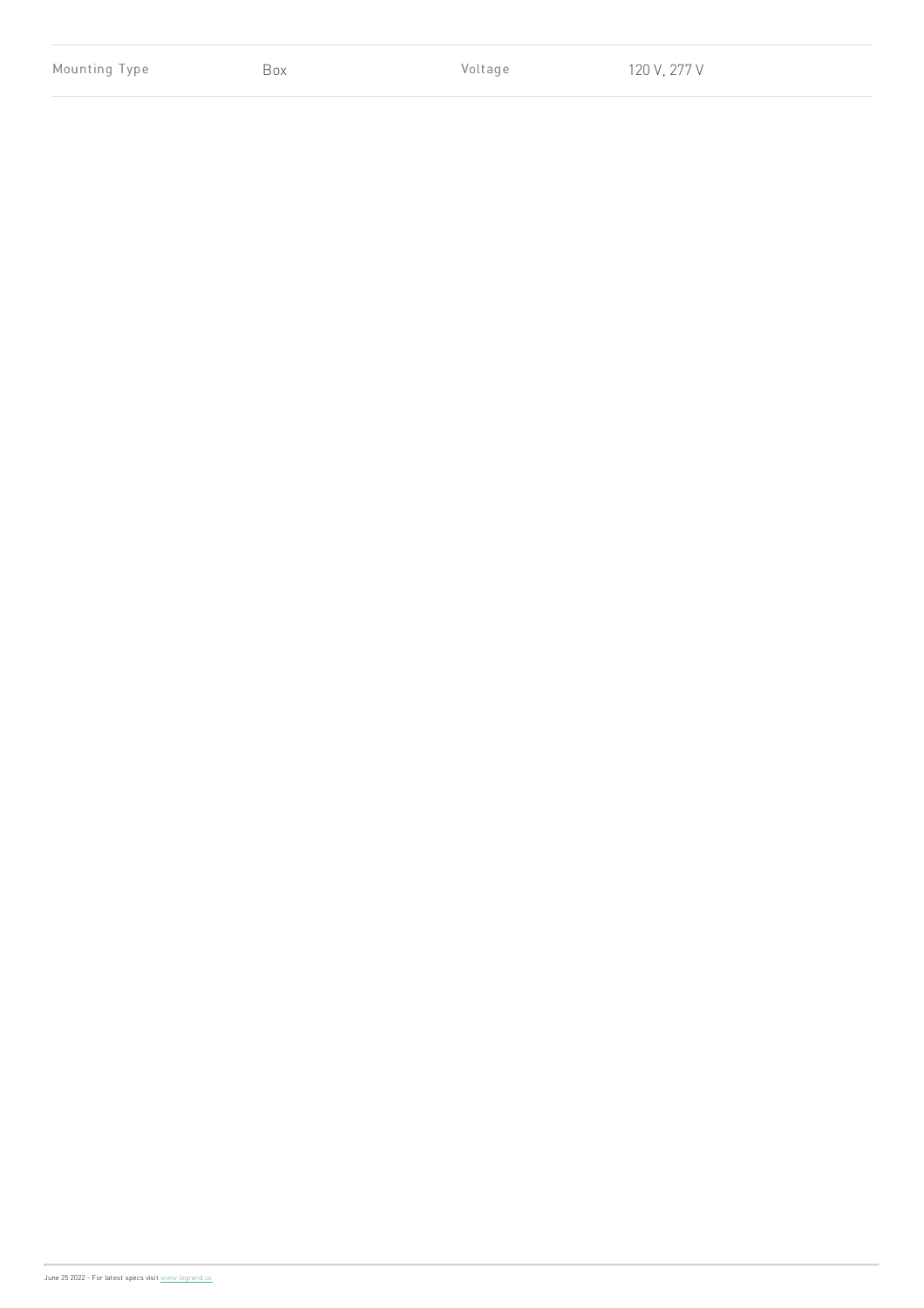| | | | |
|---|---|---|---|
| Mounting Type | Box | Voltage | 120 V, 277 V |